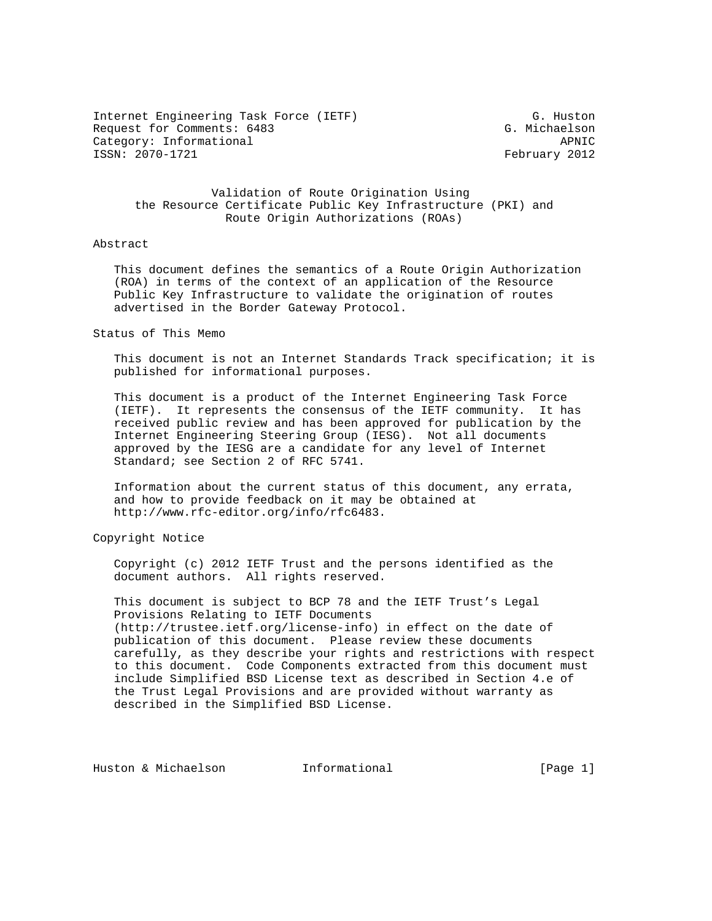Internet Engineering Task Force (IETF) G. Huston
Request for Comments: 6483 G. Michaelson
Category: Informational APNIC
ISSN: 2070-1721 February 2012

# Validation of Route Origination Using the Resource Certificate Public Key Infrastructure (PKI) and Route Origin Authorizations (ROAs)

## Abstract

This document defines the semantics of a Route Origin Authorization (ROA) in terms of the context of an application of the Resource Public Key Infrastructure to validate the origination of routes advertised in the Border Gateway Protocol.

## Status of This Memo

This document is not an Internet Standards Track specification; it is published for informational purposes.

This document is a product of the Internet Engineering Task Force (IETF). It represents the consensus of the IETF community. It has received public review and has been approved for publication by the Internet Engineering Steering Group (IESG). Not all documents approved by the IESG are a candidate for any level of Internet Standard; see Section 2 of RFC 5741.

Information about the current status of this document, any errata, and how to provide feedback on it may be obtained at http://www.rfc-editor.org/info/rfc6483.

## Copyright Notice

Copyright (c) 2012 IETF Trust and the persons identified as the document authors. All rights reserved.

This document is subject to BCP 78 and the IETF Trust's Legal Provisions Relating to IETF Documents (http://trustee.ietf.org/license-info) in effect on the date of publication of this document. Please review these documents carefully, as they describe your rights and restrictions with respect to this document. Code Components extracted from this document must include Simplified BSD License text as described in Section 4.e of the Trust Legal Provisions and are provided without warranty as described in the Simplified BSD License.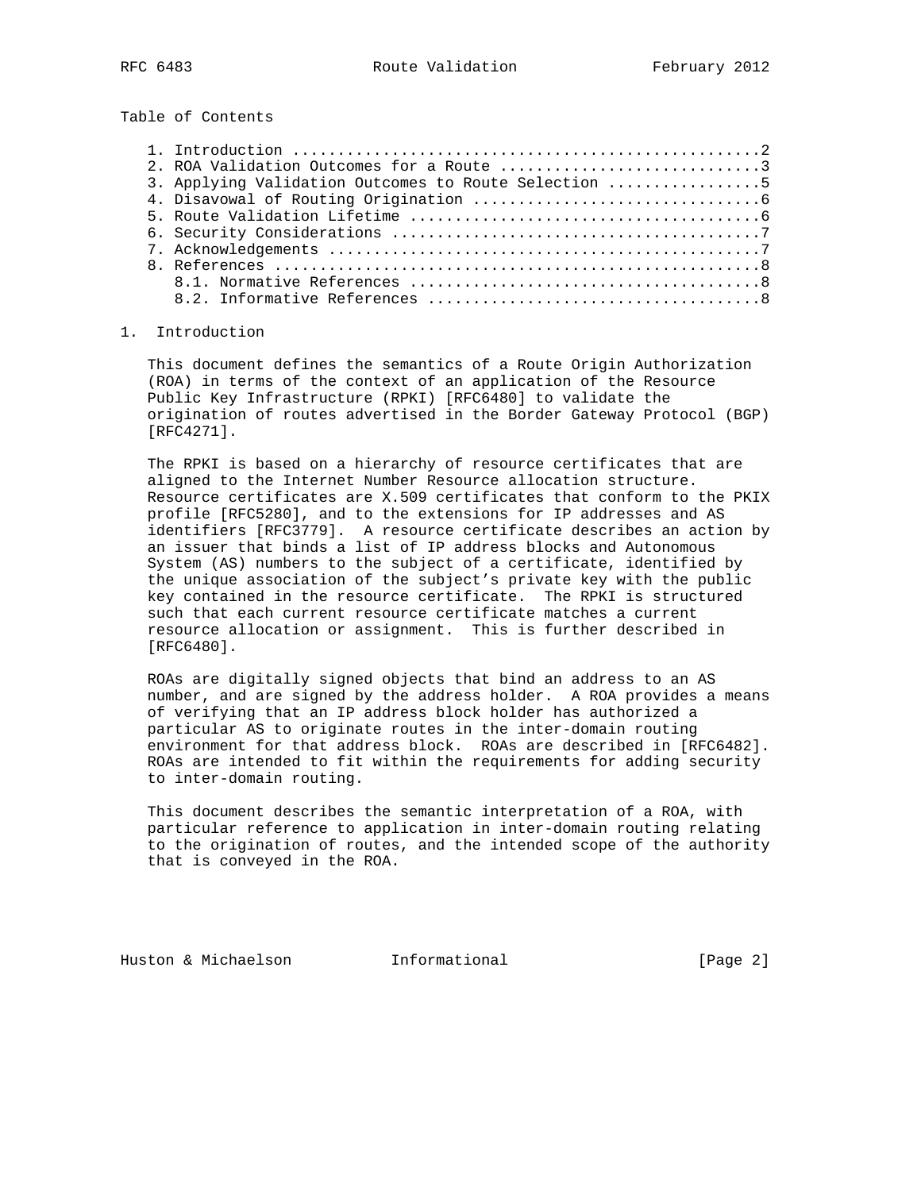Table of Contents

1. Introduction ....................................................2
2. ROA Validation Outcomes for a Route .............................3
3. Applying Validation Outcomes to Route Selection .................5
4. Disavowal of Routing Origination ................................6
5. Route Validation Lifetime .......................................6
6. Security Considerations .........................................7
7. Acknowledgements ................................................7
8. References ......................................................8
   8.1. Normative References .......................................8
   8.2. Informative References .....................................8

# 1. Introduction

This document defines the semantics of a Route Origin Authorization (ROA) in terms of the context of an application of the Resource Public Key Infrastructure (RPKI) [RFC6480] to validate the origination of routes advertised in the Border Gateway Protocol (BGP) [RFC4271].

The RPKI is based on a hierarchy of resource certificates that are aligned to the Internet Number Resource allocation structure. Resource certificates are X.509 certificates that conform to the PKIX profile [RFC5280], and to the extensions for IP addresses and AS identifiers [RFC3779]. A resource certificate describes an action by an issuer that binds a list of IP address blocks and Autonomous System (AS) numbers to the subject of a certificate, identified by the unique association of the subject's private key with the public key contained in the resource certificate. The RPKI is structured such that each current resource certificate matches a current resource allocation or assignment. This is further described in [RFC6480].

ROAs are digitally signed objects that bind an address to an AS number, and are signed by the address holder. A ROA provides a means of verifying that an IP address block holder has authorized a particular AS to originate routes in the inter-domain routing environment for that address block. ROAs are described in [RFC6482]. ROAs are intended to fit within the requirements for adding security to inter-domain routing.

This document describes the semantic interpretation of a ROA, with particular reference to application in inter-domain routing relating to the origination of routes, and the intended scope of the authority that is conveyed in the ROA.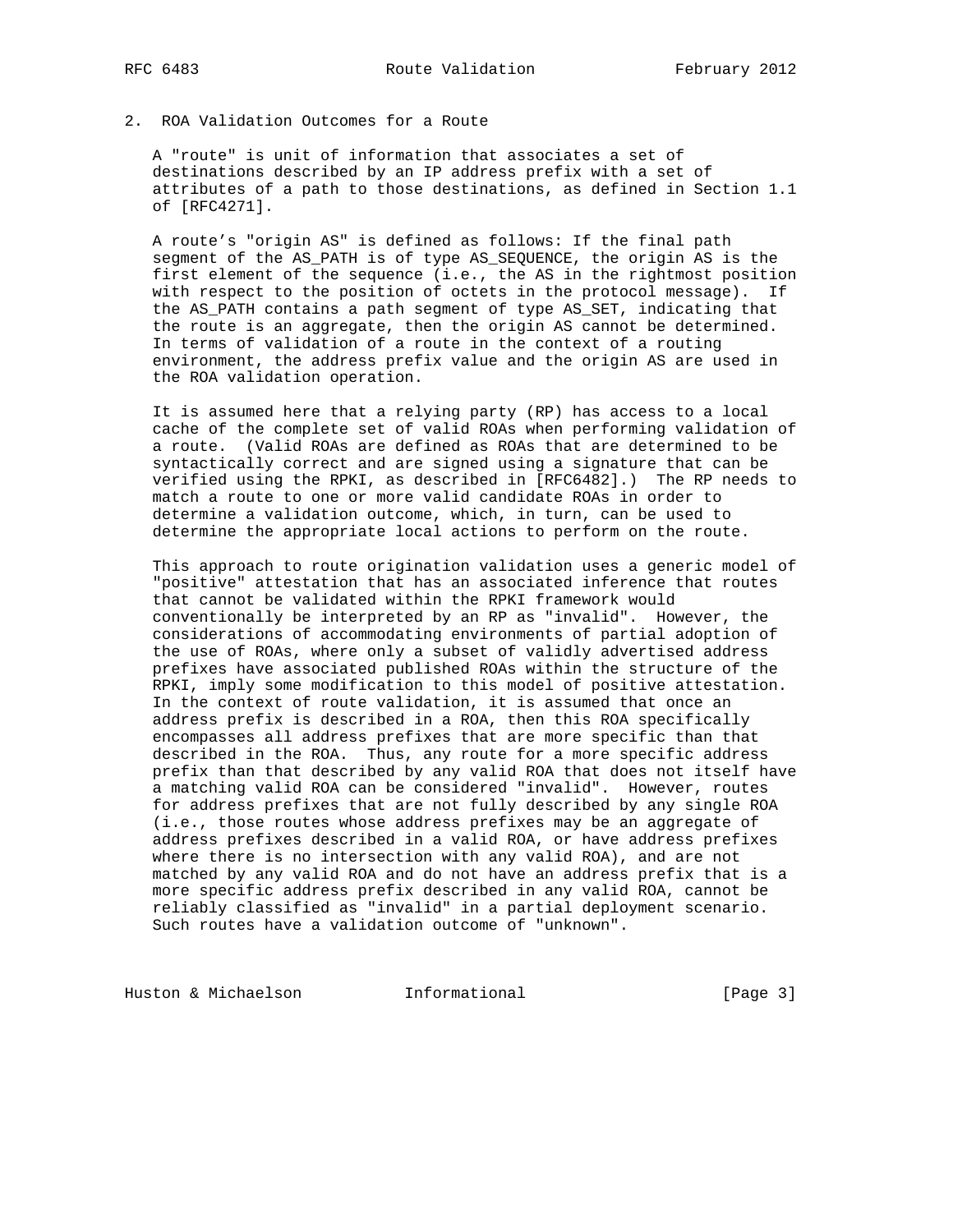## 2. ROA Validation Outcomes for a Route

A "route" is unit of information that associates a set of destinations described by an IP address prefix with a set of attributes of a path to those destinations, as defined in Section 1.1 of [RFC4271].

A route's "origin AS" is defined as follows: If the final path segment of the AS_PATH is of type AS_SEQUENCE, the origin AS is the first element of the sequence (i.e., the AS in the rightmost position with respect to the position of octets in the protocol message). If the AS_PATH contains a path segment of type AS_SET, indicating that the route is an aggregate, then the origin AS cannot be determined. In terms of validation of a route in the context of a routing environment, the address prefix value and the origin AS are used in the ROA validation operation.

It is assumed here that a relying party (RP) has access to a local cache of the complete set of valid ROAs when performing validation of a route. (Valid ROAs are defined as ROAs that are determined to be syntactically correct and are signed using a signature that can be verified using the RPKI, as described in [RFC6482].) The RP needs to match a route to one or more valid candidate ROAs in order to determine a validation outcome, which, in turn, can be used to determine the appropriate local actions to perform on the route.

This approach to route origination validation uses a generic model of "positive" attestation that has an associated inference that routes that cannot be validated within the RPKI framework would conventionally be interpreted by an RP as "invalid". However, the considerations of accommodating environments of partial adoption of the use of ROAs, where only a subset of validly advertised address prefixes have associated published ROAs within the structure of the RPKI, imply some modification to this model of positive attestation. In the context of route validation, it is assumed that once an address prefix is described in a ROA, then this ROA specifically encompasses all address prefixes that are more specific than that described in the ROA. Thus, any route for a more specific address prefix than that described by any valid ROA that does not itself have a matching valid ROA can be considered "invalid". However, routes for address prefixes that are not fully described by any single ROA (i.e., those routes whose address prefixes may be an aggregate of address prefixes described in a valid ROA, or have address prefixes where there is no intersection with any valid ROA), and are not matched by any valid ROA and do not have an address prefix that is a more specific address prefix described in any valid ROA, cannot be reliably classified as "invalid" in a partial deployment scenario. Such routes have a validation outcome of "unknown".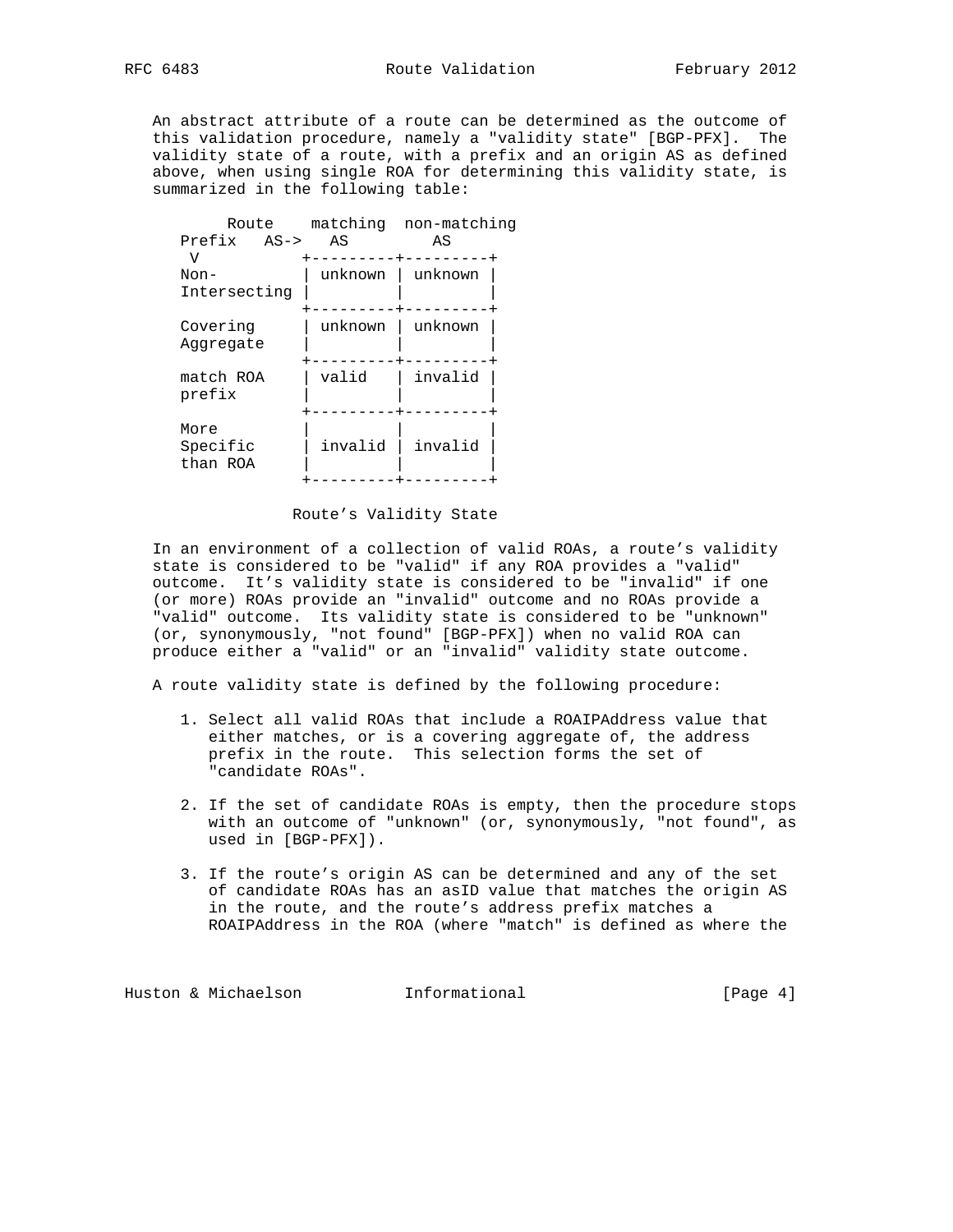An abstract attribute of a route can be determined as the outcome of this validation procedure, namely a "validity state" [BGP-PFX]. The validity state of a route, with a prefix and an origin AS as defined above, when using single ROA for determining this validity state, is summarized in the following table:

| Route Prefix V / AS-> | matching AS | non-matching AS |
|---|---|---|
| Non-Intersecting | unknown | unknown |
| Covering Aggregate | unknown | unknown |
| match ROA prefix | valid | invalid |
| More Specific than ROA | invalid | invalid |

Route's Validity State

In an environment of a collection of valid ROAs, a route's validity state is considered to be "valid" if any ROA provides a "valid" outcome. It's validity state is considered to be "invalid" if one (or more) ROAs provide an "invalid" outcome and no ROAs provide a "valid" outcome. Its validity state is considered to be "unknown" (or, synonymously, "not found" [BGP-PFX]) when no valid ROA can produce either a "valid" or an "invalid" validity state outcome.

A route validity state is defined by the following procedure:

1. Select all valid ROAs that include a ROAIPAddress value that either matches, or is a covering aggregate of, the address prefix in the route. This selection forms the set of "candidate ROAs".

2. If the set of candidate ROAs is empty, then the procedure stops with an outcome of "unknown" (or, synonymously, "not found", as used in [BGP-PFX]).

3. If the route's origin AS can be determined and any of the set of candidate ROAs has an asID value that matches the origin AS in the route, and the route's address prefix matches a ROAIPAddress in the ROA (where "match" is defined as where the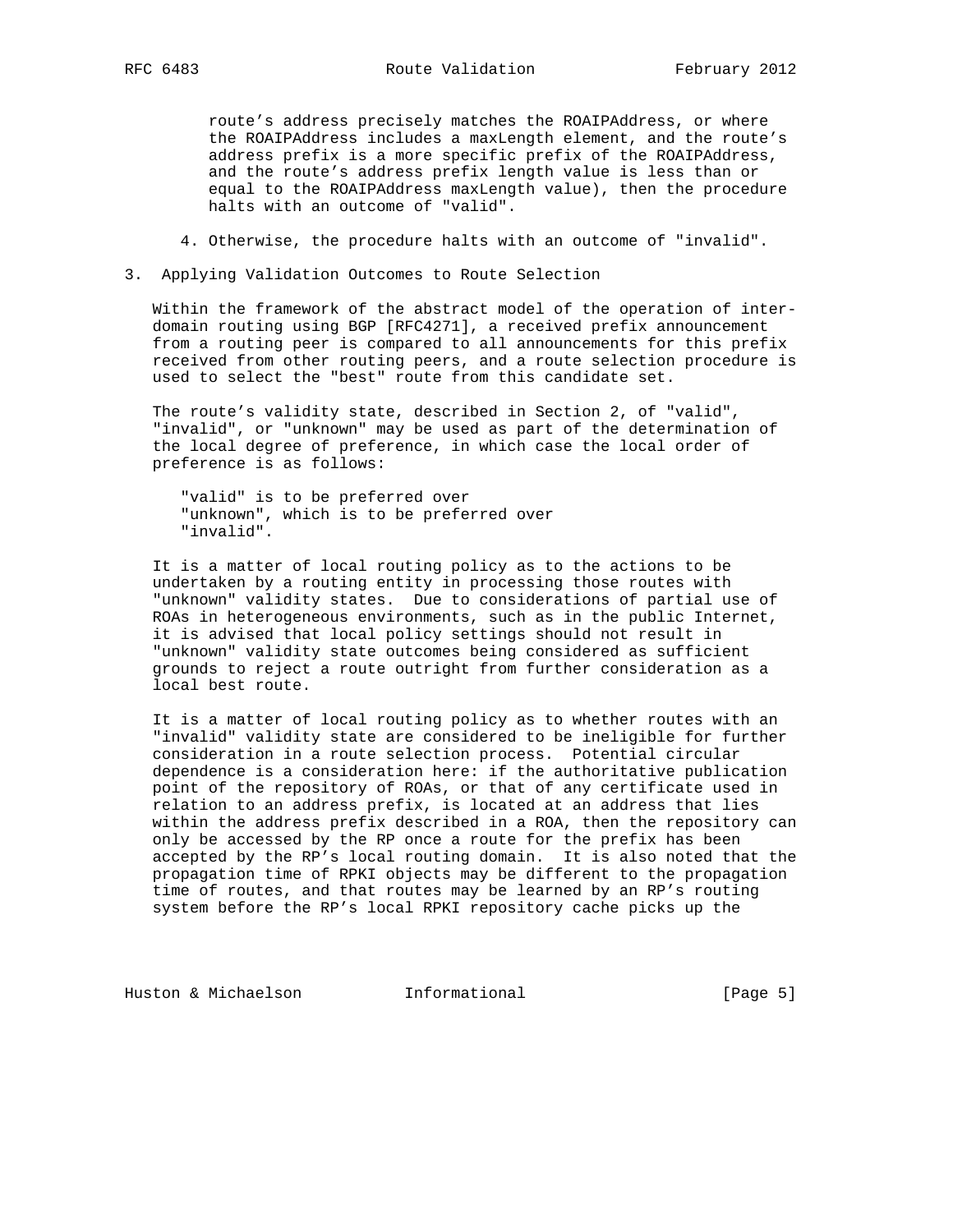route's address precisely matches the ROAIPAddress, or where the ROAIPAddress includes a maxLength element, and the route's address prefix is a more specific prefix of the ROAIPAddress, and the route's address prefix length value is less than or equal to the ROAIPAddress maxLength value), then the procedure halts with an outcome of "valid".

4. Otherwise, the procedure halts with an outcome of "invalid".

## 3. Applying Validation Outcomes to Route Selection

Within the framework of the abstract model of the operation of inter-domain routing using BGP [RFC4271], a received prefix announcement from a routing peer is compared to all announcements for this prefix received from other routing peers, and a route selection procedure is used to select the "best" route from this candidate set.

The route's validity state, described in Section 2, of "valid", "invalid", or "unknown" may be used as part of the determination of the local degree of preference, in which case the local order of preference is as follows:

"valid" is to be preferred over
"unknown", which is to be preferred over
"invalid".

It is a matter of local routing policy as to the actions to be undertaken by a routing entity in processing those routes with "unknown" validity states. Due to considerations of partial use of ROAs in heterogeneous environments, such as in the public Internet, it is advised that local policy settings should not result in "unknown" validity state outcomes being considered as sufficient grounds to reject a route outright from further consideration as a local best route.

It is a matter of local routing policy as to whether routes with an "invalid" validity state are considered to be ineligible for further consideration in a route selection process. Potential circular dependence is a consideration here: if the authoritative publication point of the repository of ROAs, or that of any certificate used in relation to an address prefix, is located at an address that lies within the address prefix described in a ROA, then the repository can only be accessed by the RP once a route for the prefix has been accepted by the RP's local routing domain. It is also noted that the propagation time of RPKI objects may be different to the propagation time of routes, and that routes may be learned by an RP's routing system before the RP's local RPKI repository cache picks up the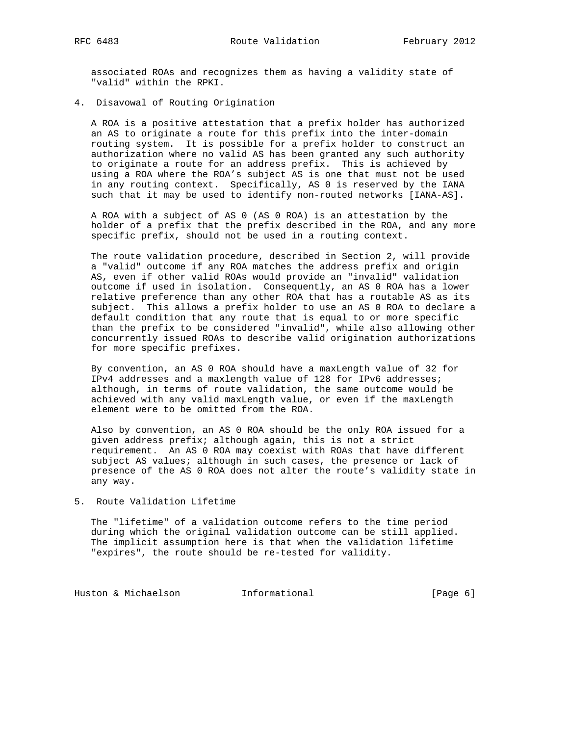associated ROAs and recognizes them as having a validity state of "valid" within the RPKI.

## 4. Disavowal of Routing Origination

A ROA is a positive attestation that a prefix holder has authorized an AS to originate a route for this prefix into the inter-domain routing system. It is possible for a prefix holder to construct an authorization where no valid AS has been granted any such authority to originate a route for an address prefix. This is achieved by using a ROA where the ROA's subject AS is one that must not be used in any routing context. Specifically, AS 0 is reserved by the IANA such that it may be used to identify non-routed networks [IANA-AS].

A ROA with a subject of AS 0 (AS 0 ROA) is an attestation by the holder of a prefix that the prefix described in the ROA, and any more specific prefix, should not be used in a routing context.

The route validation procedure, described in Section 2, will provide a "valid" outcome if any ROA matches the address prefix and origin AS, even if other valid ROAs would provide an "invalid" validation outcome if used in isolation. Consequently, an AS 0 ROA has a lower relative preference than any other ROA that has a routable AS as its subject. This allows a prefix holder to use an AS 0 ROA to declare a default condition that any route that is equal to or more specific than the prefix to be considered "invalid", while also allowing other concurrently issued ROAs to describe valid origination authorizations for more specific prefixes.

By convention, an AS 0 ROA should have a maxLength value of 32 for IPv4 addresses and a maxlength value of 128 for IPv6 addresses; although, in terms of route validation, the same outcome would be achieved with any valid maxLength value, or even if the maxLength element were to be omitted from the ROA.

Also by convention, an AS 0 ROA should be the only ROA issued for a given address prefix; although again, this is not a strict requirement. An AS 0 ROA may coexist with ROAs that have different subject AS values; although in such cases, the presence or lack of presence of the AS 0 ROA does not alter the route's validity state in any way.

## 5. Route Validation Lifetime

The "lifetime" of a validation outcome refers to the time period during which the original validation outcome can be still applied. The implicit assumption here is that when the validation lifetime "expires", the route should be re-tested for validity.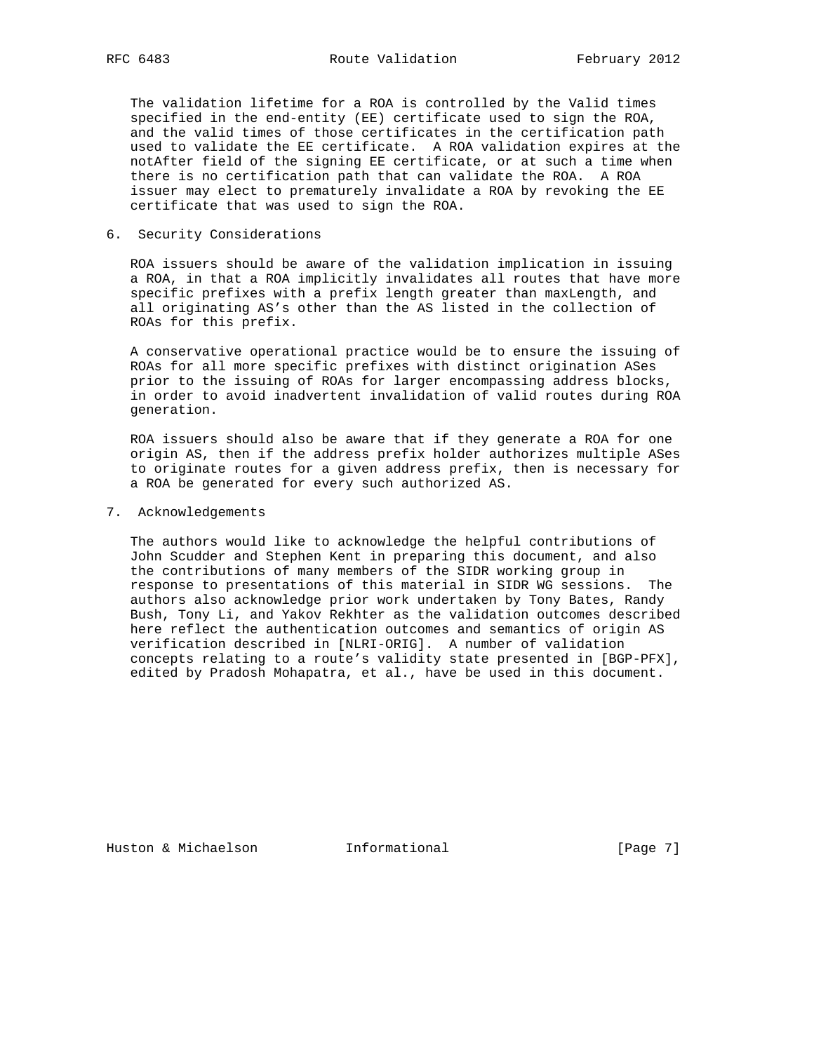The validation lifetime for a ROA is controlled by the Valid times specified in the end-entity (EE) certificate used to sign the ROA, and the valid times of those certificates in the certification path used to validate the EE certificate. A ROA validation expires at the notAfter field of the signing EE certificate, or at such a time when there is no certification path that can validate the ROA. A ROA issuer may elect to prematurely invalidate a ROA by revoking the EE certificate that was used to sign the ROA.

## 6. Security Considerations

ROA issuers should be aware of the validation implication in issuing a ROA, in that a ROA implicitly invalidates all routes that have more specific prefixes with a prefix length greater than maxLength, and all originating AS's other than the AS listed in the collection of ROAs for this prefix.

A conservative operational practice would be to ensure the issuing of ROAs for all more specific prefixes with distinct origination ASes prior to the issuing of ROAs for larger encompassing address blocks, in order to avoid inadvertent invalidation of valid routes during ROA generation.

ROA issuers should also be aware that if they generate a ROA for one origin AS, then if the address prefix holder authorizes multiple ASes to originate routes for a given address prefix, then is necessary for a ROA be generated for every such authorized AS.

## 7. Acknowledgements

The authors would like to acknowledge the helpful contributions of John Scudder and Stephen Kent in preparing this document, and also the contributions of many members of the SIDR working group in response to presentations of this material in SIDR WG sessions. The authors also acknowledge prior work undertaken by Tony Bates, Randy Bush, Tony Li, and Yakov Rekhter as the validation outcomes described here reflect the authentication outcomes and semantics of origin AS verification described in [NLRI-ORIG]. A number of validation concepts relating to a route's validity state presented in [BGP-PFX], edited by Pradosh Mohapatra, et al., have be used in this document.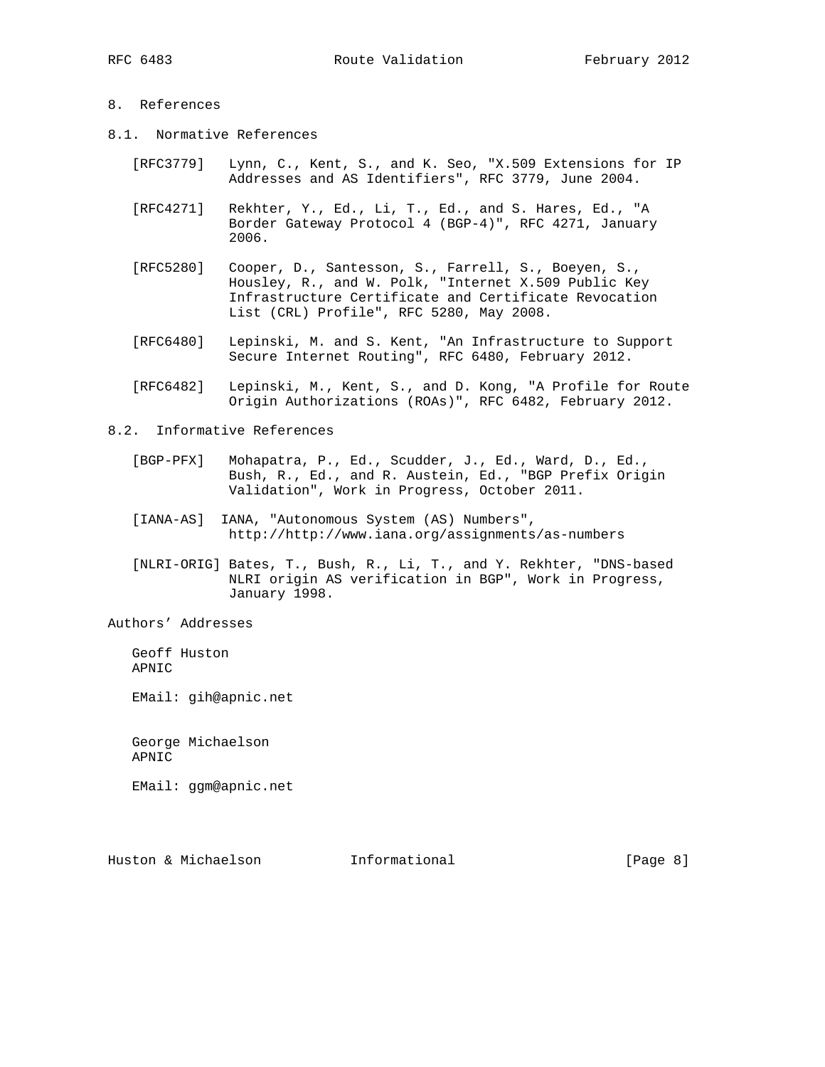# 8. References

## 8.1. Normative References

[RFC3779] Lynn, C., Kent, S., and K. Seo, "X.509 Extensions for IP Addresses and AS Identifiers", RFC 3779, June 2004.

[RFC4271] Rekhter, Y., Ed., Li, T., Ed., and S. Hares, Ed., "A Border Gateway Protocol 4 (BGP-4)", RFC 4271, January 2006.

[RFC5280] Cooper, D., Santesson, S., Farrell, S., Boeyen, S., Housley, R., and W. Polk, "Internet X.509 Public Key Infrastructure Certificate and Certificate Revocation List (CRL) Profile", RFC 5280, May 2008.

[RFC6480] Lepinski, M. and S. Kent, "An Infrastructure to Support Secure Internet Routing", RFC 6480, February 2012.

[RFC6482] Lepinski, M., Kent, S., and D. Kong, "A Profile for Route Origin Authorizations (ROAs)", RFC 6482, February 2012.

## 8.2. Informative References

[BGP-PFX] Mohapatra, P., Ed., Scudder, J., Ed., Ward, D., Ed., Bush, R., Ed., and R. Austein, Ed., "BGP Prefix Origin Validation", Work in Progress, October 2011.

[IANA-AS] IANA, "Autonomous System (AS) Numbers", http://http://www.iana.org/assignments/as-numbers

[NLRI-ORIG] Bates, T., Bush, R., Li, T., and Y. Rekhter, "DNS-based NLRI origin AS verification in BGP", Work in Progress, January 1998.

# Authors' Addresses

Geoff Huston
APNIC

EMail: gih@apnic.net

George Michaelson
APNIC

EMail: ggm@apnic.net